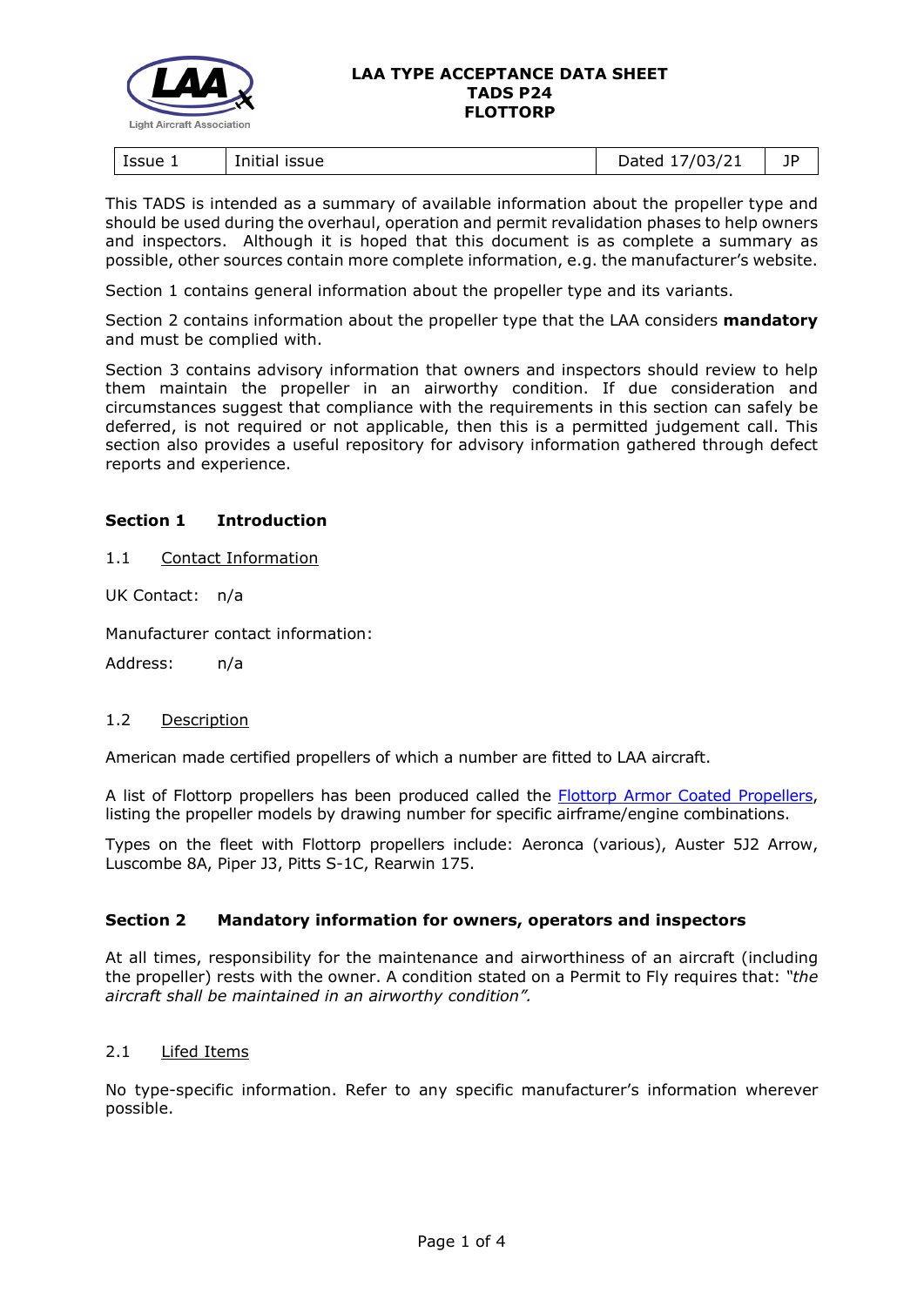# LAA TYPE ACCEPTANCE DATA SHEET
# TADS P24
# FLOTTORP

| Issue 1 | Initial issue | Dated 17/03/21 | JP |
|---|---|---|---|

This TADS is intended as a summary of available information about the propeller type and should be used during the overhaul, operation and permit revalidation phases to help owners and inspectors. Although it is hoped that this document is as complete a summary as possible, other sources contain more complete information, e.g. the manufacturer's website.

Section 1 contains general information about the propeller type and its variants.

Section 2 contains information about the propeller type that the LAA considers **mandatory** and must be complied with.

Section 3 contains advisory information that owners and inspectors should review to help them maintain the propeller in an airworthy condition. If due consideration and circumstances suggest that compliance with the requirements in this section can safely be deferred, is not required or not applicable, then this is a permitted judgement call. This section also provides a useful repository for advisory information gathered through defect reports and experience.

## Section 1 Introduction

### 1.1 Contact Information

UK Contact: n/a

Manufacturer contact information:

Address: n/a

### 1.2 Description

American made certified propellers of which a number are fitted to LAA aircraft.

A list of Flottorp propellers has been produced called the Flottorp Armor Coated Propellers, listing the propeller models by drawing number for specific airframe/engine combinations.

Types on the fleet with Flottorp propellers include: Aeronca (various), Auster 5J2 Arrow, Luscombe 8A, Piper J3, Pitts S-1C, Rearwin 175.

## Section 2 Mandatory information for owners, operators and inspectors

At all times, responsibility for the maintenance and airworthiness of an aircraft (including the propeller) rests with the owner. A condition stated on a Permit to Fly requires that: *"the aircraft shall be maintained in an airworthy condition".*

### 2.1 Lifed Items

No type-specific information. Refer to any specific manufacturer's information wherever possible.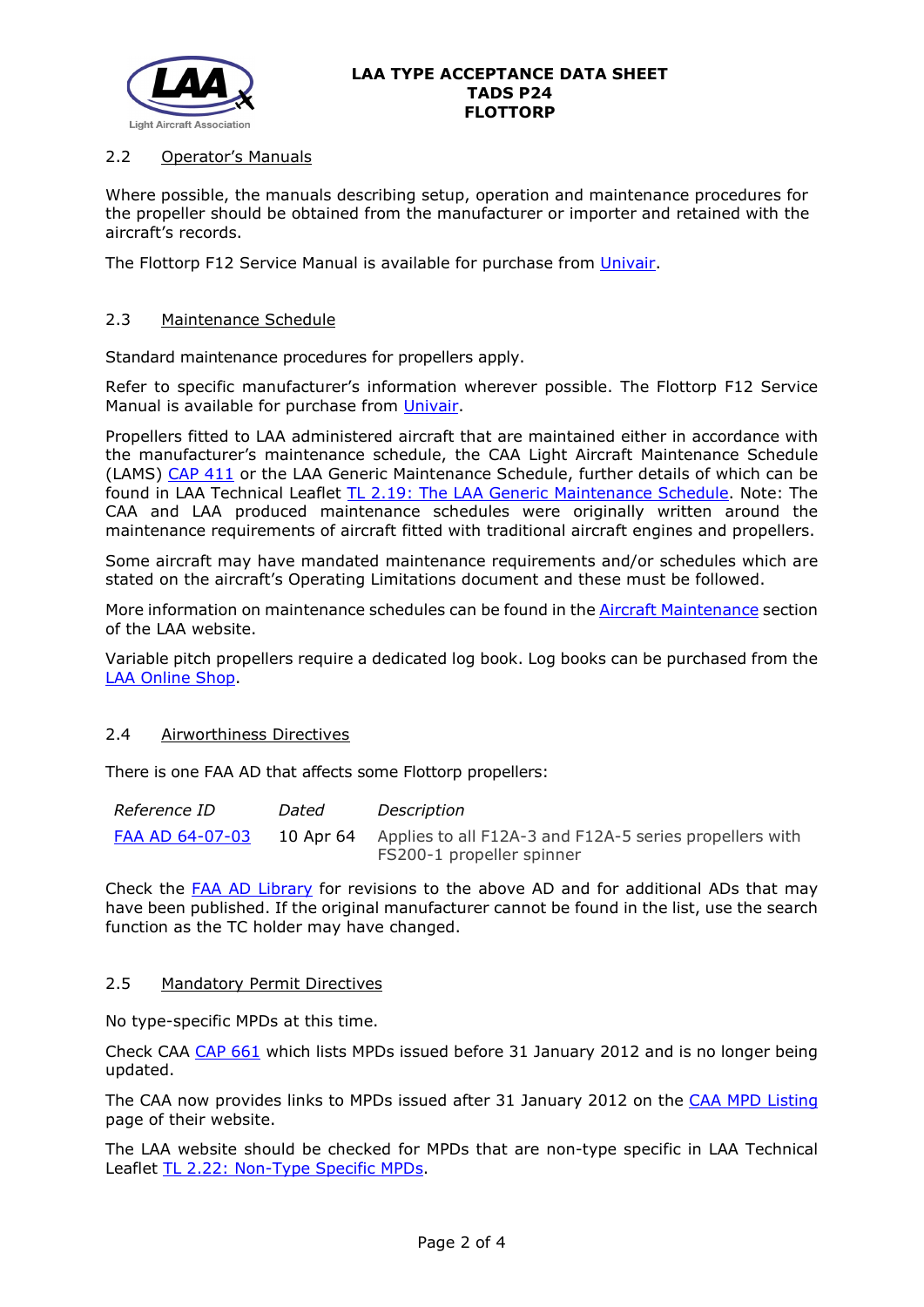### 2.2 Operator's Manuals

Where possible, the manuals describing setup, operation and maintenance procedures for the propeller should be obtained from the manufacturer or importer and retained with the aircraft's records.

The Flottorp F12 Service Manual is available for purchase from Univair.

### 2.3 Maintenance Schedule

Standard maintenance procedures for propellers apply.

Refer to specific manufacturer's information wherever possible. The Flottorp F12 Service Manual is available for purchase from Univair.

Propellers fitted to LAA administered aircraft that are maintained either in accordance with the manufacturer's maintenance schedule, the CAA Light Aircraft Maintenance Schedule (LAMS) CAP 411 or the LAA Generic Maintenance Schedule, further details of which can be found in LAA Technical Leaflet TL 2.19: The LAA Generic Maintenance Schedule. Note: The CAA and LAA produced maintenance schedules were originally written around the maintenance requirements of aircraft fitted with traditional aircraft engines and propellers.

Some aircraft may have mandated maintenance requirements and/or schedules which are stated on the aircraft's Operating Limitations document and these must be followed.

More information on maintenance schedules can be found in the Aircraft Maintenance section of the LAA website.

Variable pitch propellers require a dedicated log book. Log books can be purchased from the LAA Online Shop.

### 2.4 Airworthiness Directives

There is one FAA AD that affects some Flottorp propellers:

| *Reference ID* | *Dated* | *Description* |
|---|---|---|
| FAA AD 64-07-03 | 10 Apr 64 | Applies to all F12A-3 and F12A-5 series propellers with FS200-1 propeller spinner |

Check the FAA AD Library for revisions to the above AD and for additional ADs that may have been published. If the original manufacturer cannot be found in the list, use the search function as the TC holder may have changed.

### 2.5 Mandatory Permit Directives

No type-specific MPDs at this time.

Check CAA CAP 661 which lists MPDs issued before 31 January 2012 and is no longer being updated.

The CAA now provides links to MPDs issued after 31 January 2012 on the CAA MPD Listing page of their website.

The LAA website should be checked for MPDs that are non-type specific in LAA Technical Leaflet TL 2.22: Non-Type Specific MPDs.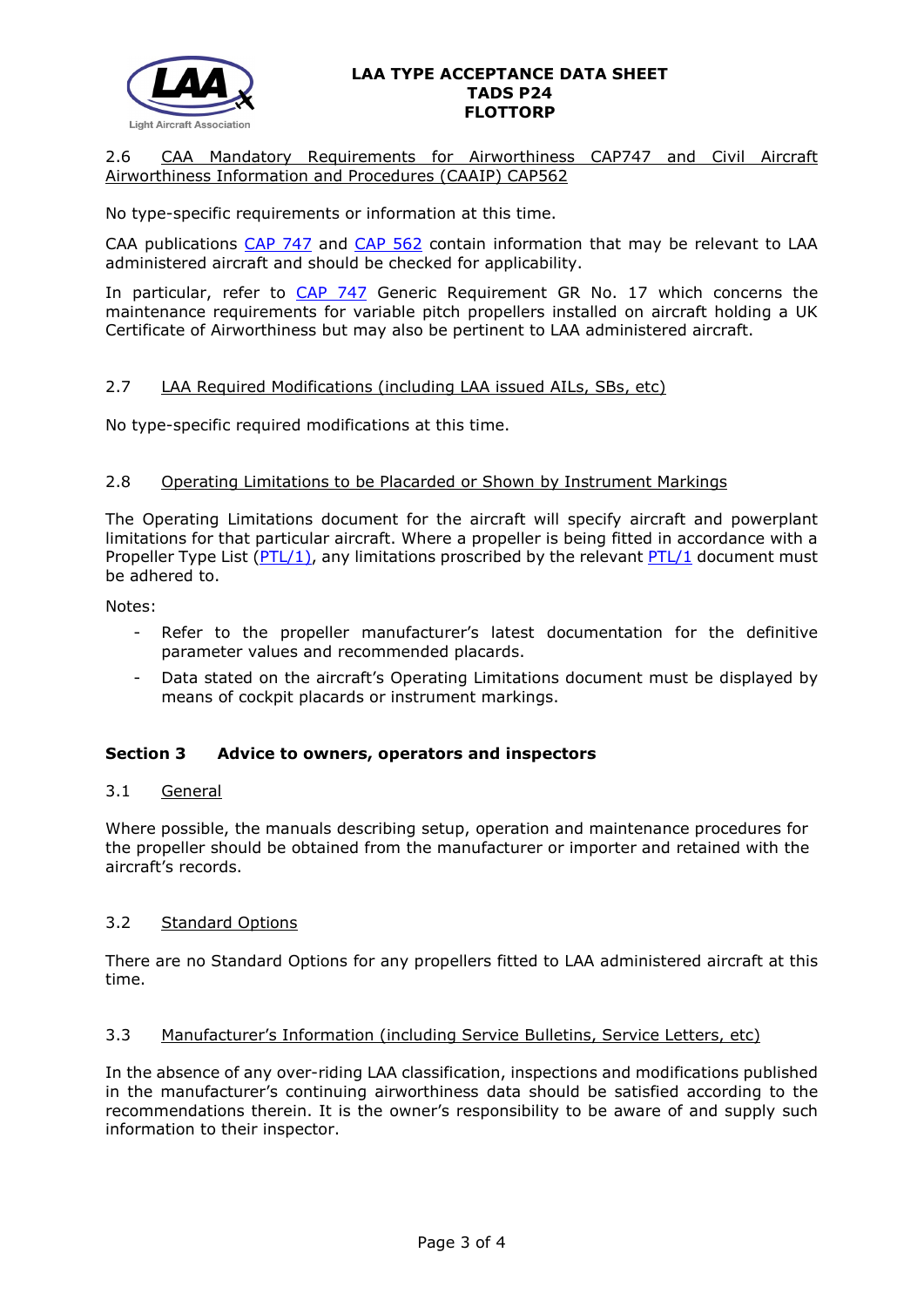2.6 CAA Mandatory Requirements for Airworthiness CAP747 and Civil Aircraft Airworthiness Information and Procedures (CAAIP) CAP562

No type-specific requirements or information at this time.

CAA publications CAP 747 and CAP 562 contain information that may be relevant to LAA administered aircraft and should be checked for applicability.

In particular, refer to CAP 747 Generic Requirement GR No. 17 which concerns the maintenance requirements for variable pitch propellers installed on aircraft holding a UK Certificate of Airworthiness but may also be pertinent to LAA administered aircraft.

2.7 LAA Required Modifications (including LAA issued AILs, SBs, etc)

No type-specific required modifications at this time.

2.8 Operating Limitations to be Placarded or Shown by Instrument Markings

The Operating Limitations document for the aircraft will specify aircraft and powerplant limitations for that particular aircraft. Where a propeller is being fitted in accordance with a Propeller Type List (PTL/1), any limitations proscribed by the relevant PTL/1 document must be adhered to.

Notes:

- Refer to the propeller manufacturer's latest documentation for the definitive parameter values and recommended placards.
- Data stated on the aircraft's Operating Limitations document must be displayed by means of cockpit placards or instrument markings.

## Section 3 Advice to owners, operators and inspectors

3.1 General

Where possible, the manuals describing setup, operation and maintenance procedures for the propeller should be obtained from the manufacturer or importer and retained with the aircraft's records.

3.2 Standard Options

There are no Standard Options for any propellers fitted to LAA administered aircraft at this time.

3.3 Manufacturer's Information (including Service Bulletins, Service Letters, etc)

In the absence of any over-riding LAA classification, inspections and modifications published in the manufacturer's continuing airworthiness data should be satisfied according to the recommendations therein. It is the owner's responsibility to be aware of and supply such information to their inspector.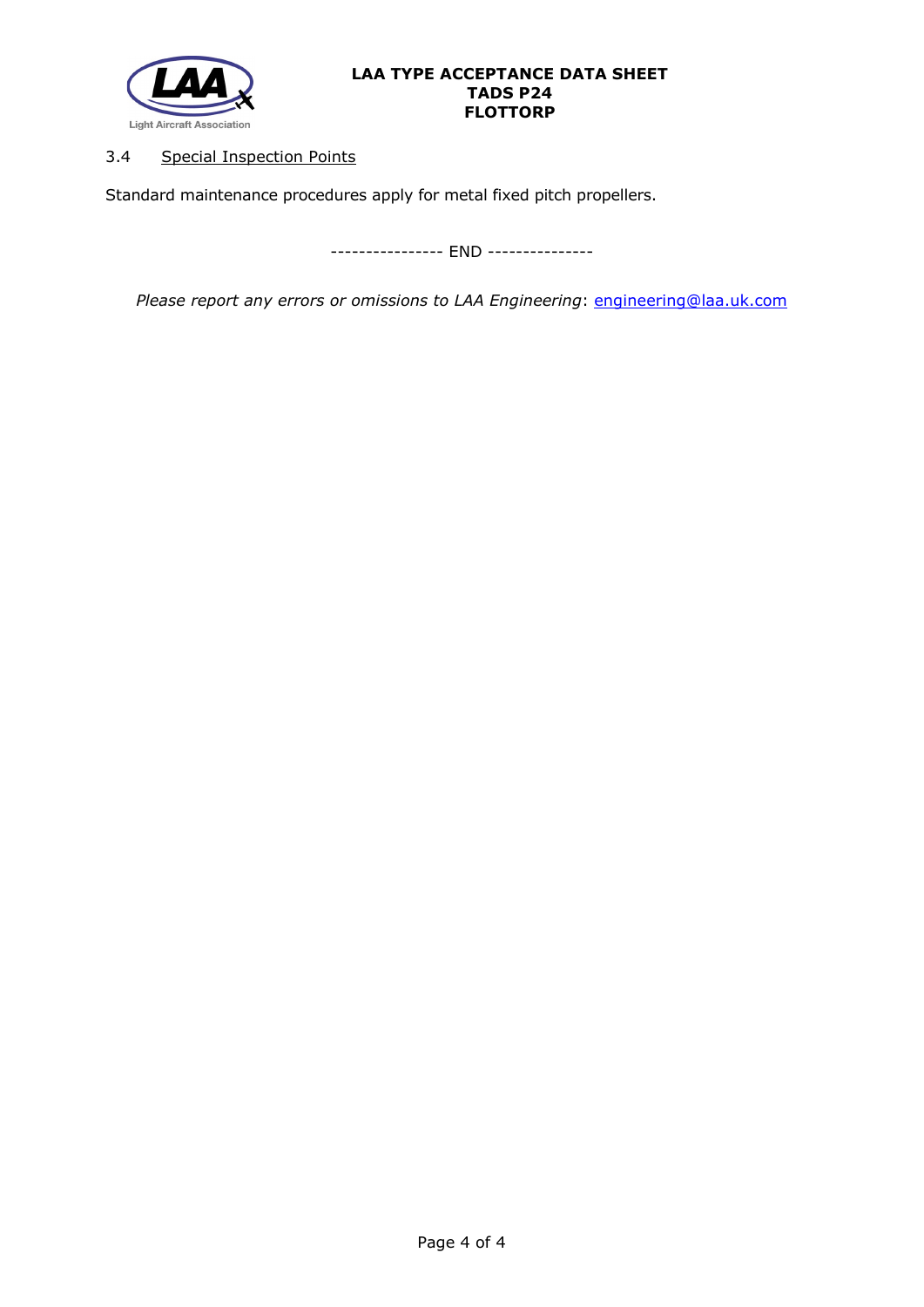### 3.4 Special Inspection Points

Standard maintenance procedures apply for metal fixed pitch propellers.

---------------- END ---------------

*Please report any errors or omissions to LAA Engineering*: engineering@laa.uk.com